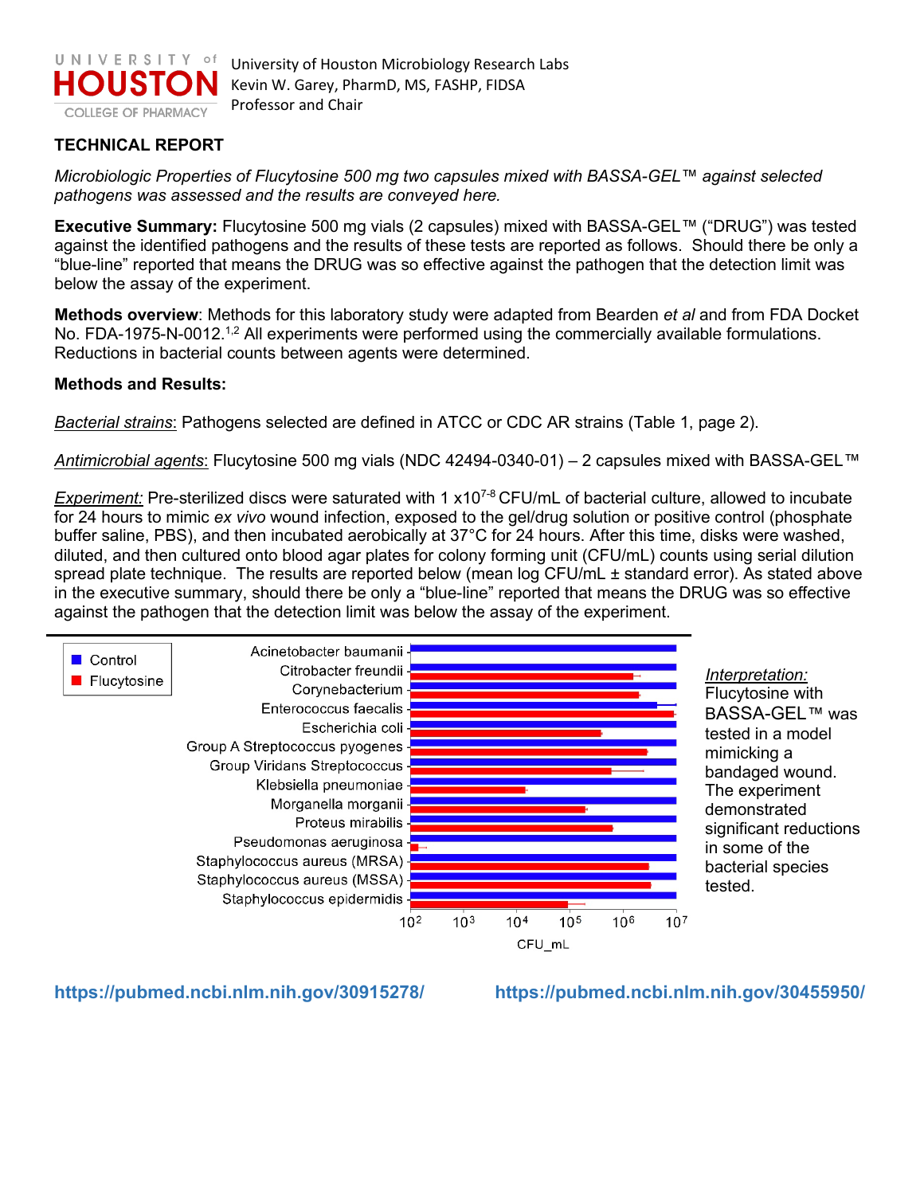University of Houston Microbiology Research Labs
Kevin W. Garey, PharmD, MS, FASHP, FIDSA
Professor and Chair

## TECHNICAL REPORT

*Microbiologic Properties of Flucytosine 500 mg two capsules mixed with BASSA-GEL™ against selected pathogens was assessed and the results are conveyed here.*

**Executive Summary:** Flucytosine 500 mg vials (2 capsules) mixed with BASSA-GEL™ ("DRUG") was tested against the identified pathogens and the results of these tests are reported as follows. Should there be only a "blue-line" reported that means the DRUG was so effective against the pathogen that the detection limit was below the assay of the experiment.

**Methods overview**: Methods for this laboratory study were adapted from Bearden *et al* and from FDA Docket No. FDA-1975-N-0012.[1,2] All experiments were performed using the commercially available formulations. Reductions in bacterial counts between agents were determined.

**Methods and Results:**

*Bacterial strains*: Pathogens selected are defined in ATCC or CDC AR strains (Table 1, page 2).

*Antimicrobial agents*: Flucytosine 500 mg vials (NDC 42494-0340-01) – 2 capsules mixed with BASSA-GEL™

*Experiment:* Pre-sterilized discs were saturated with 1 x$10^{7-8}$ CFU/mL of bacterial culture, allowed to incubate for 24 hours to mimic *ex vivo* wound infection, exposed to the gel/drug solution or positive control (phosphate buffer saline, PBS), and then incubated aerobically at 37°C for 24 hours. After this time, disks were washed, diluted, and then cultured onto blood agar plates for colony forming unit (CFU/mL) counts using serial dilution spread plate technique. The results are reported below (mean log CFU/mL ± standard error). As stated above in the executive summary, should there be only a "blue-line" reported that means the DRUG was so effective against the pathogen that the detection limit was below the assay of the experiment.

Legend: Control (blue); Flucytosine (red)

Pathogens: Acinetobacter baumanii; Citrobacter freundii; Corynebacterium; Enterococcus faecalis; Escherichia coli; Group A Streptococcus pyogenes; Group Viridans Streptococcus; Klebsiella pneumoniae; Morganella morganii; Proteus mirabilis; Pseudomonas aeruginosa; Staphylococcus aureus (MRSA); Staphylococcus aureus (MSSA); Staphylococcus epidermidis

X-axis: CFU_mL ($10^2$, $10^3$, $10^4$, $10^5$, $10^6$, $10^7$)

*Interpretation:* Flucytosine with BASSA-GEL™ was tested in a model mimicking a bandaged wound. The experiment demonstrated significant reductions in some of the bacterial species tested.

https://pubmed.ncbi.nlm.nih.gov/30915278/ https://pubmed.ncbi.nlm.nih.gov/30455950/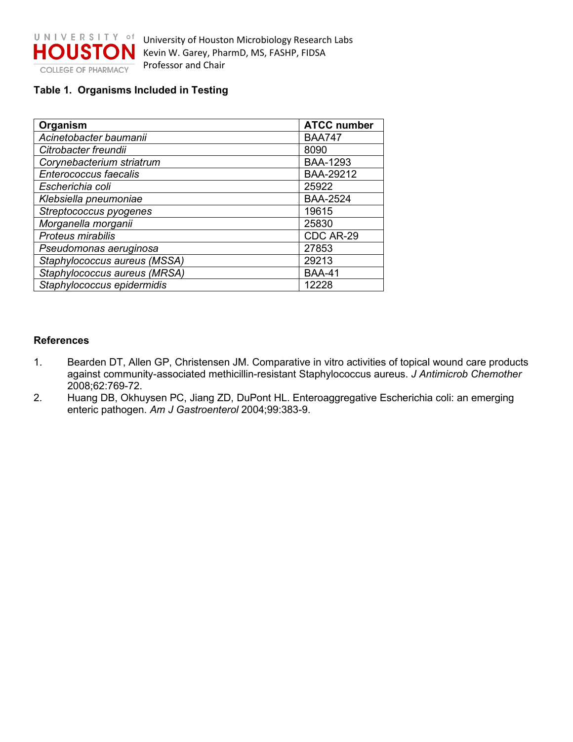### Table 1. Organisms Included in Testing

| Organism | ATCC number |
| --- | --- |
| *Acinetobacter baumanii* | BAA747 |
| *Citrobacter freundii* | 8090 |
| *Corynebacterium striatrum* | BAA-1293 |
| *Enterococcus faecalis* | BAA-29212 |
| *Escherichia coli* | 25922 |
| *Klebsiella pneumoniae* | BAA-2524 |
| *Streptococcus pyogenes* | 19615 |
| *Morganella morganii* | 25830 |
| *Proteus mirabilis* | CDC AR-29 |
| *Pseudomonas aeruginosa* | 27853 |
| *Staphylococcus aureus (MSSA)* | 29213 |
| *Staphylococcus aureus (MRSA)* | BAA-41 |
| *Staphylococcus epidermidis* | 12228 |

### References

1. Bearden DT, Allen GP, Christensen JM. Comparative in vitro activities of topical wound care products against community-associated methicillin-resistant Staphylococcus aureus. *J Antimicrob Chemother* 2008;62:769-72.
2. Huang DB, Okhuysen PC, Jiang ZD, DuPont HL. Enteroaggregative Escherichia coli: an emerging enteric pathogen. *Am J Gastroenterol* 2004;99:383-9.